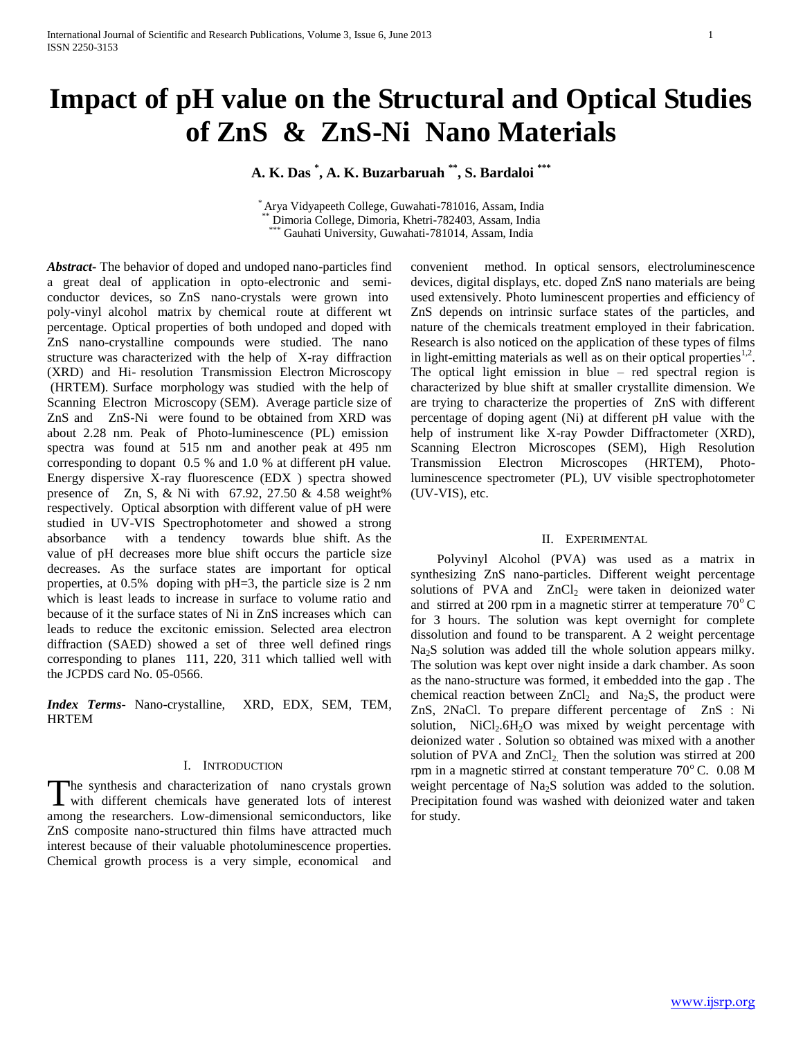# Impact of pH value on the Structural and Optical Studies of ZnS & ZnS-Ni Nano Materials

**A. K. Das [*], A. K. Buzarbaruah [**], S. Bardaloi [***]**

[*] Arya Vidyapeeth College, Guwahati-781016, Assam, India
[**] Dimoria College, Dimoria, Khetri-782403, Assam, India
[***] Gauhati University, Guwahati-781014, Assam, India

***Abstract***- The behavior of doped and undoped nano-particles find a great deal of application in opto-electronic and semi-conductor devices, so ZnS nano-crystals were grown into poly-vinyl alcohol matrix by chemical route at different wt percentage. Optical properties of both undoped and doped with ZnS nano-crystalline compounds were studied. The nano structure was characterized with the help of X-ray diffraction (XRD) and Hi- resolution Transmission Electron Microscopy (HRTEM). Surface morphology was studied with the help of Scanning Electron Microscopy (SEM). Average particle size of ZnS and ZnS-Ni were found to be obtained from XRD was about 2.28 nm. Peak of Photo-luminescence (PL) emission spectra was found at 515 nm and another peak at 495 nm corresponding to dopant 0.5 % and 1.0 % at different pH value. Energy dispersive X-ray fluorescence (EDX ) spectra showed presence of Zn, S, & Ni with 67.92, 27.50 & 4.58 weight% respectively. Optical absorption with different value of pH were studied in UV-VIS Spectrophotometer and showed a strong absorbance with a tendency towards blue shift. As the value of pH decreases more blue shift occurs the particle size decreases. As the surface states are important for optical properties, at 0.5% doping with pH=3, the particle size is 2 nm which is least leads to increase in surface to volume ratio and because of it the surface states of Ni in ZnS increases which can leads to reduce the excitonic emission. Selected area electron diffraction (SAED) showed a set of three well defined rings corresponding to planes 111, 220, 311 which tallied well with the JCPDS card No. 05-0566.

***Index Terms***- Nano-crystalline, XRD, EDX, SEM, TEM, HRTEM

## I. Introduction

The synthesis and characterization of nano crystals grown with different chemicals have generated lots of interest among the researchers. Low-dimensional semiconductors, like ZnS composite nano-structured thin films have attracted much interest because of their valuable photoluminescence properties. Chemical growth process is a very simple, economical and convenient method. In optical sensors, electroluminescence devices, digital displays, etc. doped ZnS nano materials are being used extensively. Photo luminescent properties and efficiency of ZnS depends on intrinsic surface states of the particles, and nature of the chemicals treatment employed in their fabrication. Research is also noticed on the application of these types of films in light-emitting materials as well as on their optical properties[1,2]. The optical light emission in blue – red spectral region is characterized by blue shift at smaller crystallite dimension. We are trying to characterize the properties of ZnS with different percentage of doping agent (Ni) at different pH value with the help of instrument like X-ray Powder Diffractometer (XRD), Scanning Electron Microscopes (SEM), High Resolution Transmission Electron Microscopes (HRTEM), Photo-luminescence spectrometer (PL), UV visible spectrophotometer (UV-VIS), etc.

## II. Experimental

Polyvinyl Alcohol (PVA) was used as a matrix in synthesizing ZnS nano-particles. Different weight percentage solutions of PVA and $ZnCl_2$ were taken in deionized water and stirred at 200 rpm in a magnetic stirrer at temperature $70^{o}$ C for 3 hours. The solution was kept overnight for complete dissolution and found to be transparent. A 2 weight percentage $Na_2S$ solution was added till the whole solution appears milky. The solution was kept over night inside a dark chamber. As soon as the nano-structure was formed, it embedded into the gap . The chemical reaction between $ZnCl_2$ and $Na_2S$, the product were ZnS, 2NaCl. To prepare different percentage of ZnS : Ni solution, $NiCl_2.6H_2O$ was mixed by weight percentage with deionized water . Solution so obtained was mixed with a another solution of PVA and $ZnCl_2$. Then the solution was stirred at 200 rpm in a magnetic stirred at constant temperature $70^{o}$ C. 0.08 M weight percentage of $Na_2S$ solution was added to the solution. Precipitation found was washed with deionized water and taken for study.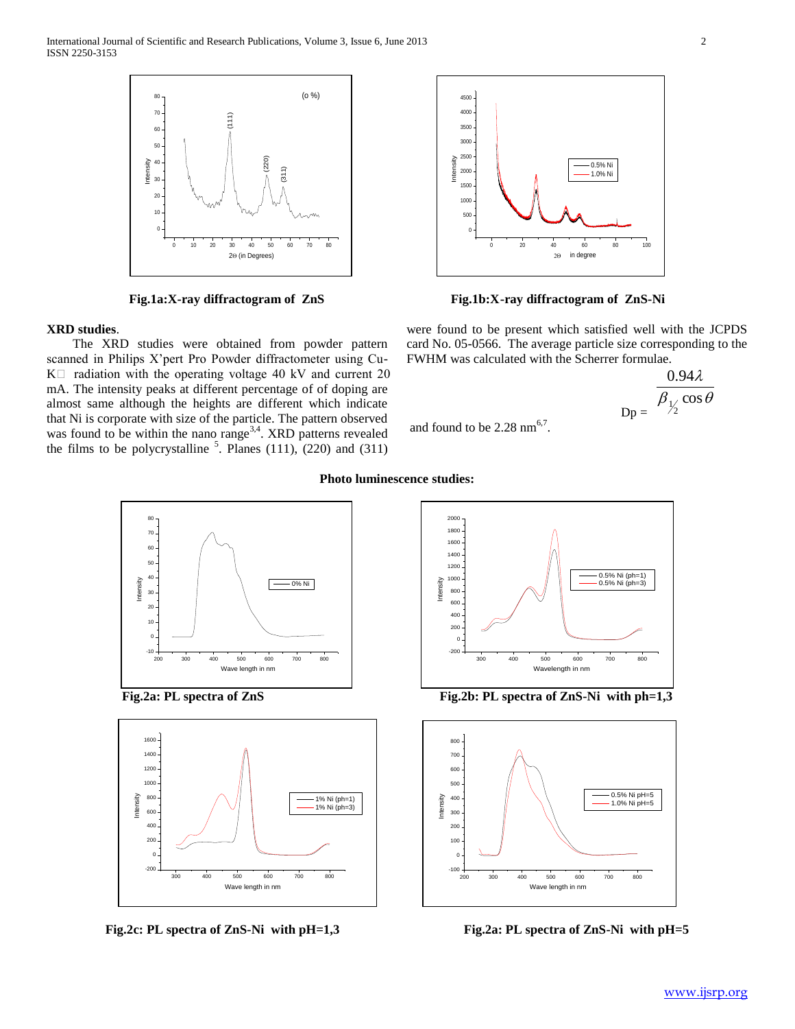Fig.1a:X-ray diffractogram of ZnS

Fig.1b:X-ray diffractogram of ZnS-Ni

**XRD studies**.

The XRD studies were obtained from powder pattern scanned in Philips X'pert Pro Powder diffractometer using Cu-K radiation with the operating voltage 40 kV and current 20 mA. The intensity peaks at different percentage of of doping are almost same although the heights are different which indicate that Ni is corporate with size of the particle. The pattern observed was found to be within the nano range[3,4]. XRD patterns revealed the films to be polycrystalline [5]. Planes (111), (220) and (311) were found to be present which satisfied well with the JCPDS card No. 05-0566. The average particle size corresponding to the FWHM was calculated with the Scherrer formulae.

$$Dp = \frac{0.94\lambda}{\beta_{1/2}\cos\theta}$$

and found to be 2.28 nm[6,7].

**Photo luminescence studies:**

Fig.2a: PL spectra of ZnS

Fig.2b: PL spectra of ZnS-Ni with ph=1,3

Fig.2c: PL spectra of ZnS-Ni with pH=1,3

Fig.2a: PL spectra of ZnS-Ni with pH=5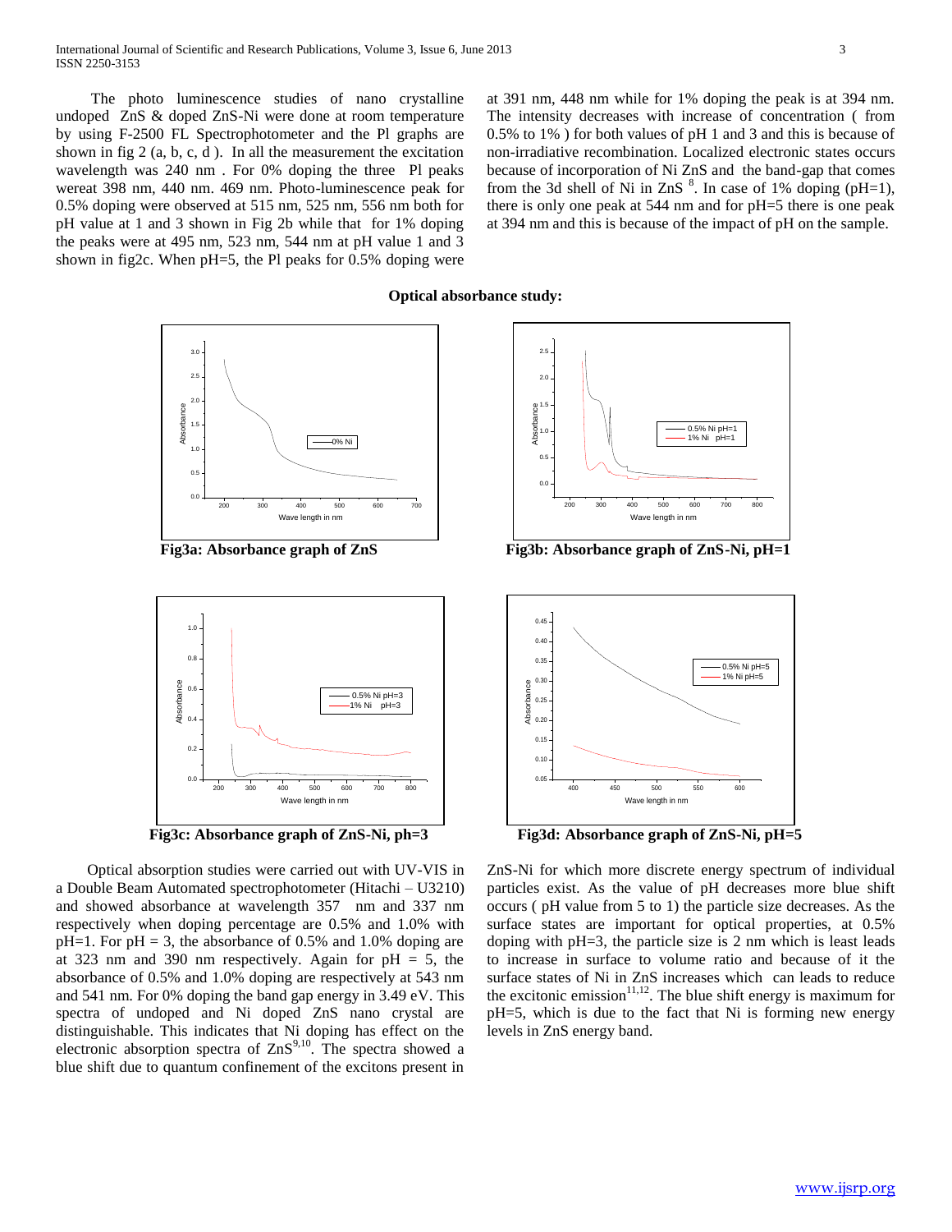The photo luminescence studies of nano crystalline undoped ZnS & doped ZnS-Ni were done at room temperature by using F-2500 FL Spectrophotometer and the Pl graphs are shown in fig 2 (a, b, c, d ). In all the measurement the excitation wavelength was 240 nm . For 0% doping the three Pl peaks wereat 398 nm, 440 nm. 469 nm. Photo-luminescence peak for 0.5% doping were observed at 515 nm, 525 nm, 556 nm both for pH value at 1 and 3 shown in Fig 2b while that for 1% doping the peaks were at 495 nm, 523 nm, 544 nm at pH value 1 and 3 shown in fig2c. When pH=5, the Pl peaks for 0.5% doping were at 391 nm, 448 nm while for 1% doping the peak is at 394 nm. The intensity decreases with increase of concentration ( from 0.5% to 1% ) for both values of pH 1 and 3 and this is because of non-irradiative recombination. Localized electronic states occurs because of incorporation of Ni ZnS and the band-gap that comes from the 3d shell of Ni in ZnS [8]. In case of 1% doping (pH=1), there is only one peak at 544 nm and for pH=5 there is one peak at 394 nm and this is because of the impact of pH on the sample.

**Optical absorbance study:**

**Fig3a: Absorbance graph of ZnS**

**Fig3b: Absorbance graph of ZnS-Ni, pH=1**

**Fig3c: Absorbance graph of ZnS-Ni, ph=3**

**Fig3d: Absorbance graph of ZnS-Ni, pH=5**

Optical absorption studies were carried out with UV-VIS in a Double Beam Automated spectrophotometer (Hitachi – U3210) and showed absorbance at wavelength 357 nm and 337 nm respectively when doping percentage are 0.5% and 1.0% with pH=1. For pH = 3, the absorbance of 0.5% and 1.0% doping are at 323 nm and 390 nm respectively. Again for pH = 5, the absorbance of 0.5% and 1.0% doping are respectively at 543 nm and 541 nm. For 0% doping the band gap energy in 3.49 eV. This spectra of undoped and Ni doped ZnS nano crystal are distinguishable. This indicates that Ni doping has effect on the electronic absorption spectra of ZnS[9,10]. The spectra showed a blue shift due to quantum confinement of the excitons present in ZnS-Ni for which more discrete energy spectrum of individual particles exist. As the value of pH decreases more blue shift occurs ( pH value from 5 to 1) the particle size decreases. As the surface states are important for optical properties, at 0.5% doping with pH=3, the particle size is 2 nm which is least leads to increase in surface to volume ratio and because of it the surface states of Ni in ZnS increases which can leads to reduce the excitonic emission[11,12]. The blue shift energy is maximum for pH=5, which is due to the fact that Ni is forming new energy levels in ZnS energy band.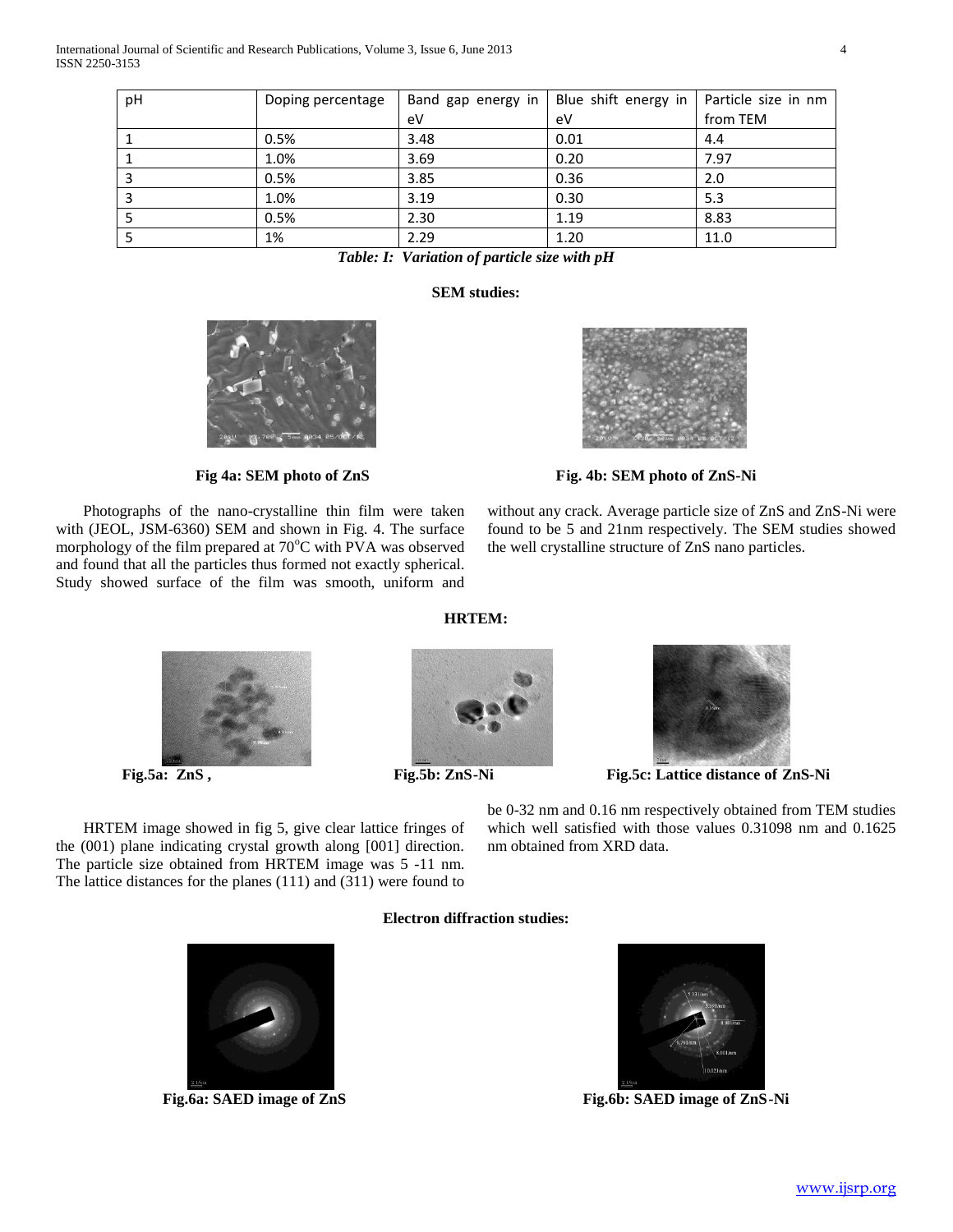| pH | Doping percentage | Band gap energy in eV | Blue shift energy in eV | Particle size in nm from TEM |
|---|---|---|---|---|
| 1 | 0.5% | 3.48 | 0.01 | 4.4 |
| 1 | 1.0% | 3.69 | 0.20 | 7.97 |
| 3 | 0.5% | 3.85 | 0.36 | 2.0 |
| 3 | 1.0% | 3.19 | 0.30 | 5.3 |
| 5 | 0.5% | 2.30 | 1.19 | 8.83 |
| 5 | 1% | 2.29 | 1.20 | 11.0 |

***Table: I: Variation of particle size with pH***

**SEM studies:**

**Fig 4a: SEM photo of ZnS**

**Fig. 4b: SEM photo of ZnS-Ni**

Photographs of the nano-crystalline thin film were taken with (JEOL, JSM-6360) SEM and shown in Fig. 4. The surface morphology of the film prepared at 70$^{o}$C with PVA was observed and found that all the particles thus formed not exactly spherical. Study showed surface of the film was smooth, uniform and without any crack. Average particle size of ZnS and ZnS-Ni were found to be 5 and 21nm respectively. The SEM studies showed the well crystalline structure of ZnS nano particles.

**HRTEM:**

**Fig.5a: ZnS ,**

**Fig.5b: ZnS-Ni**

**Fig.5c: Lattice distance of ZnS-Ni**

HRTEM image showed in fig 5, give clear lattice fringes of the (001) plane indicating crystal growth along [001] direction. The particle size obtained from HRTEM image was 5 -11 nm. The lattice distances for the planes (111) and (311) were found to be 0-32 nm and 0.16 nm respectively obtained from TEM studies which well satisfied with those values 0.31098 nm and 0.1625 nm obtained from XRD data.

**Electron diffraction studies:**

**Fig.6a: SAED image of ZnS**

**Fig.6b: SAED image of ZnS-Ni**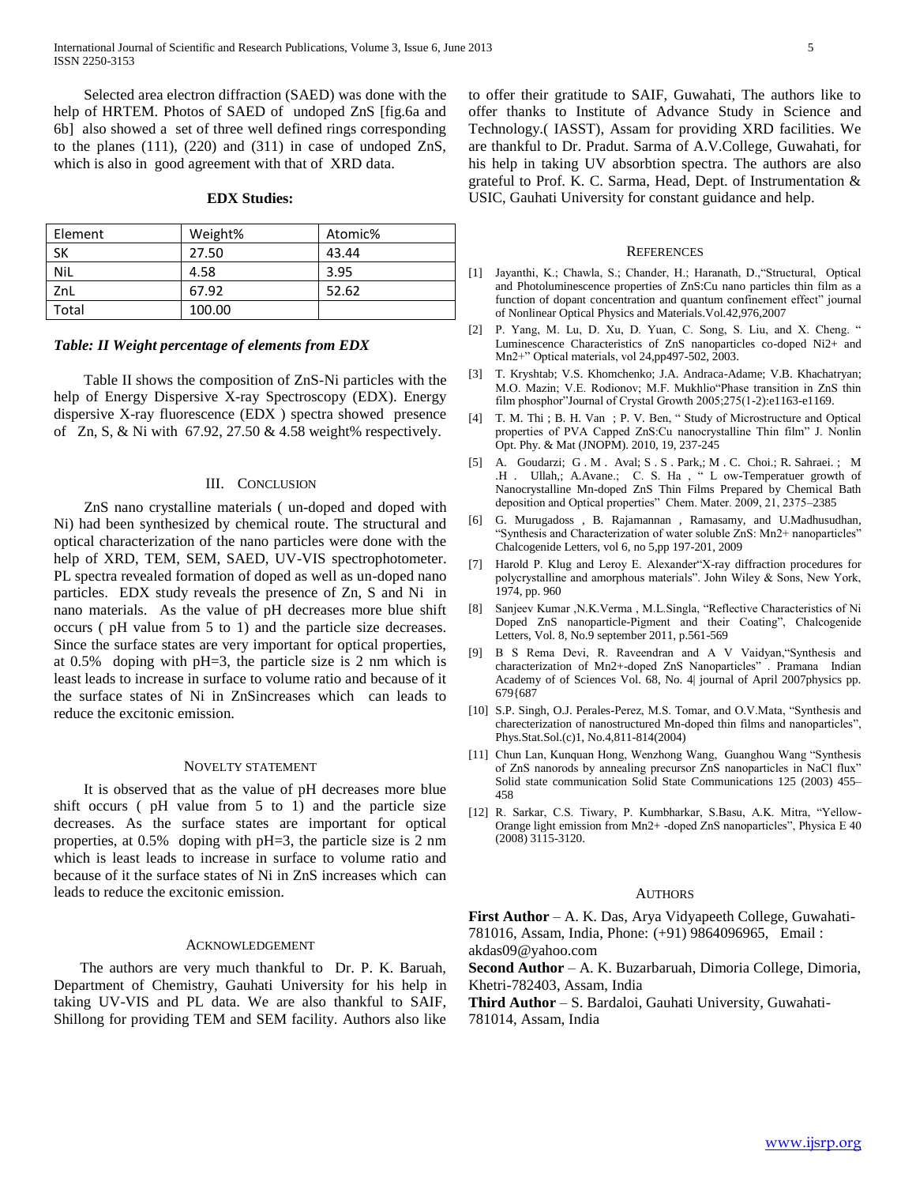Selected area electron diffraction (SAED) was done with the help of HRTEM. Photos of SAED of undoped ZnS [fig.6a and 6b] also showed a set of three well defined rings corresponding to the planes (111), (220) and (311) in case of undoped ZnS, which is also in good agreement with that of XRD data.

**EDX Studies:**

| Element | Weight% | Atomic% |
|---|---|---|
| SK | 27.50 | 43.44 |
| NiL | 4.58 | 3.95 |
| ZnL | 67.92 | 52.62 |
| Total | 100.00 | |

***Table: II Weight percentage of elements from EDX***

Table II shows the composition of ZnS-Ni particles with the help of Energy Dispersive X-ray Spectroscopy (EDX). Energy dispersive X-ray fluorescence (EDX ) spectra showed presence of Zn, S, & Ni with 67.92, 27.50 & 4.58 weight% respectively.

## III. Conclusion

ZnS nano crystalline materials ( un-doped and doped with Ni) had been synthesized by chemical route. The structural and optical characterization of the nano particles were done with the help of XRD, TEM, SEM, SAED, UV-VIS spectrophotometer. PL spectra revealed formation of doped as well as un-doped nano particles. EDX study reveals the presence of Zn, S and Ni in nano materials. As the value of pH decreases more blue shift occurs ( pH value from 5 to 1) and the particle size decreases. Since the surface states are very important for optical properties, at 0.5% doping with pH=3, the particle size is 2 nm which is least leads to increase in surface to volume ratio and because of it the surface states of Ni in ZnSincreases which can leads to reduce the excitonic emission.

## Novelty Statement

It is observed that as the value of pH decreases more blue shift occurs ( pH value from 5 to 1) and the particle size decreases. As the surface states are important for optical properties, at 0.5% doping with pH=3, the particle size is 2 nm which is least leads to increase in surface to volume ratio and because of it the surface states of Ni in ZnS increases which can leads to reduce the excitonic emission.

## Acknowledgement

The authors are very much thankful to Dr. P. K. Baruah, Department of Chemistry, Gauhati University for his help in taking UV-VIS and PL data. We are also thankful to SAIF, Shillong for providing TEM and SEM facility. Authors also like to offer their gratitude to SAIF, Guwahati, The authors like to offer thanks to Institute of Advance Study in Science and Technology.( IASST), Assam for providing XRD facilities. We are thankful to Dr. Pradut. Sarma of A.V.College, Guwahati, for his help in taking UV absorbtion spectra. The authors are also grateful to Prof. K. C. Sarma, Head, Dept. of Instrumentation & USIC, Gauhati University for constant guidance and help.

## References

[1] Jayanthi, K.; Chawla, S.; Chander, H.; Haranath, D.,"Structural, Optical and Photoluminescence properties of ZnS:Cu nano particles thin film as a function of dopant concentration and quantum confinement effect" journal of Nonlinear Optical Physics and Materials.Vol.42,976,2007

[2] P. Yang, M. Lu, D. Xu, D. Yuan, C. Song, S. Liu, and X. Cheng. " Luminescence Characteristics of ZnS nanoparticles co-doped Ni2+ and Mn2+" Optical materials, vol 24,pp497-502, 2003.

[3] T. Kryshtab; V.S. Khomchenko; J.A. Andraca-Adame; V.B. Khachatryan; M.O. Mazin; V.E. Rodionov; M.F. Mukhlio"Phase transition in ZnS thin film phosphor"Journal of Crystal Growth 2005;275(1-2):e1163-e1169.

[4] T. M. Thi ; B. H. Van ; P. V. Ben, " Study of Microstructure and Optical properties of PVA Capped ZnS:Cu nanocrystalline Thin film" J. Nonlin Opt. Phy. & Mat (JNOPM). 2010, 19, 237-245

[5] A. Goudarzi; G . M . Aval; S . S . Park,; M . C. Choi.; R. Sahraei. ; M .H . Ullah,; A.Avane.; C. S. Ha , " L ow-Temperatuer growth of Nanocrystalline Mn-doped ZnS Thin Films Prepared by Chemical Bath deposition and Optical properties" Chem. Mater. 2009, 21, 2375–2385

[6] G. Murugadoss , B. Rajamannan , Ramasamy, and U.Madhusudhan, "Synthesis and Characterization of water soluble ZnS: Mn2+ nanoparticles" Chalcogenide Letters, vol 6, no 5,pp 197-201, 2009

[7] Harold P. Klug and Leroy E. Alexander"X-ray diffraction procedures for polycrystalline and amorphous materials". John Wiley & Sons, New York, 1974, pp. 960

[8] Sanjeev Kumar ,N.K.Verma , M.L.Singla, "Reflective Characteristics of Ni Doped ZnS nanoparticle-Pigment and their Coating", Chalcogenide Letters, Vol. 8, No.9 september 2011, p.561-569

[9] B S Rema Devi, R. Raveendran and A V Vaidyan,"Synthesis and characterization of Mn2+-doped ZnS Nanoparticles" . Pramana Indian Academy of Sciences Vol. 68, No. 4| journal of April 2007physics pp. 679{687

[10] S.P. Singh, O.J. Perales-Perez, M.S. Tomar, and O.V.Mata, "Synthesis and charecterization of nanostructured Mn-doped thin films and nanoparticles", Phys.Stat.Sol.(c)1, No.4,811-814(2004)

[11] Chun Lan, Kunquan Hong, Wenzhong Wang, Guanghou Wang "Synthesis of ZnS nanorods by annealing precursor ZnS nanoparticles in NaCl flux" Solid state communication Solid State Communications 125 (2003) 455–458

[12] R. Sarkar, C.S. Tiwary, P. Kumbharkar, S.Basu, A.K. Mitra, "Yellow-Orange light emission from Mn2+ -doped ZnS nanoparticles", Physica E 40 (2008) 3115-3120.

## Authors

**First Author** – A. K. Das, Arya Vidyapeeth College, Guwahati-781016, Assam, India, Phone: (+91) 9864096965, Email : akdas09@yahoo.com

**Second Author** – A. K. Buzarbaruah, Dimoria College, Dimoria, Khetri-782403, Assam, India

**Third Author** – S. Bardaloi, Gauhati University, Guwahati-781014, Assam, India